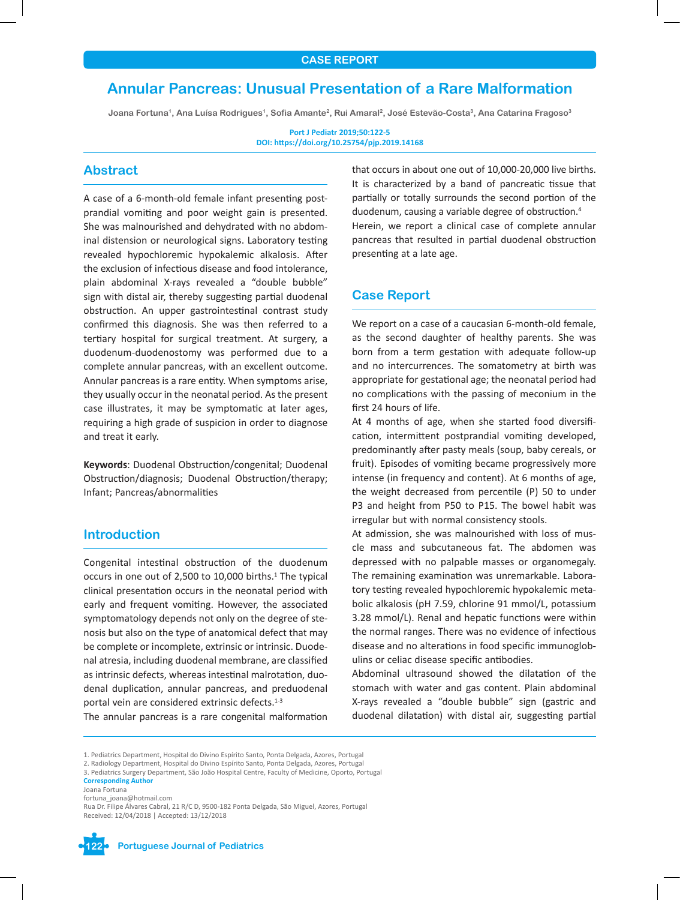CASE REPORT

# Annular Pancreas: Unusual Presentation of a Rare Malformation

Joana Fortuna[1], Ana Luísa Rodrigues[1], Sofia Amante[2], Rui Amaral[2], José Estevão-Costa[3], Ana Catarina Fragoso[3]

Port J Pediatr 2019;50:122-5
DOI: https://doi.org/10.25754/pjp.2019.14168

## Abstract

A case of a 6-month-old female infant presenting postprandial vomiting and poor weight gain is presented. She was malnourished and dehydrated with no abdominal distension or neurological signs. Laboratory testing revealed hypochloremic hypokalemic alkalosis. After the exclusion of infectious disease and food intolerance, plain abdominal X-rays revealed a "double bubble" sign with distal air, thereby suggesting partial duodenal obstruction. An upper gastrointestinal contrast study confirmed this diagnosis. She was then referred to a tertiary hospital for surgical treatment. At surgery, a duodenum-duodenostomy was performed due to a complete annular pancreas, with an excellent outcome. Annular pancreas is a rare entity. When symptoms arise, they usually occur in the neonatal period. As the present case illustrates, it may be symptomatic at later ages, requiring a high grade of suspicion in order to diagnose and treat it early.

**Keywords**: Duodenal Obstruction/congenital; Duodenal Obstruction/diagnosis; Duodenal Obstruction/therapy; Infant; Pancreas/abnormalities

## Introduction

Congenital intestinal obstruction of the duodenum occurs in one out of 2,500 to 10,000 births.[1] The typical clinical presentation occurs in the neonatal period with early and frequent vomiting. However, the associated symptomatology depends not only on the degree of stenosis but also on the type of anatomical defect that may be complete or incomplete, extrinsic or intrinsic. Duodenal atresia, including duodenal membrane, are classified as intrinsic defects, whereas intestinal malrotation, duodenal duplication, annular pancreas, and preduodenal portal vein are considered extrinsic defects.[1-3]

The annular pancreas is a rare congenital malformation that occurs in about one out of 10,000-20,000 live births. It is characterized by a band of pancreatic tissue that partially or totally surrounds the second portion of the duodenum, causing a variable degree of obstruction.[4]

Herein, we report a clinical case of complete annular pancreas that resulted in partial duodenal obstruction presenting at a late age.

## Case Report

We report on a case of a caucasian 6-month-old female, as the second daughter of healthy parents. She was born from a term gestation with adequate follow-up and no intercurrences. The somatometry at birth was appropriate for gestational age; the neonatal period had no complications with the passing of meconium in the first 24 hours of life.

At 4 months of age, when she started food diversification, intermittent postprandial vomiting developed, predominantly after pasty meals (soup, baby cereals, or fruit). Episodes of vomiting became progressively more intense (in frequency and content). At 6 months of age, the weight decreased from percentile (P) 50 to under P3 and height from P50 to P15. The bowel habit was irregular but with normal consistency stools.

At admission, she was malnourished with loss of muscle mass and subcutaneous fat. The abdomen was depressed with no palpable masses or organomegaly. The remaining examination was unremarkable. Laboratory testing revealed hypochloremic hypokalemic metabolic alkalosis (pH 7.59, chlorine 91 mmol/L, potassium 3.28 mmol/L). Renal and hepatic functions were within the normal ranges. There was no evidence of infectious disease and no alterations in food specific immunoglobulins or celiac disease specific antibodies.

Abdominal ultrasound showed the dilatation of the stomach with water and gas content. Plain abdominal X-rays revealed a "double bubble" sign (gastric and duodenal dilatation) with distal air, suggesting partial

1. Pediatrics Department, Hospital do Divino Espírito Santo, Ponta Delgada, Azores, Portugal
2. Radiology Department, Hospital do Divino Espírito Santo, Ponta Delgada, Azores, Portugal
3. Pediatrics Surgery Department, São João Hospital Centre, Faculty of Medicine, Oporto, Portugal

**Corresponding Author**
Joana Fortuna
fortuna_joana@hotmail.com
Rua Dr. Filipe Álvares Cabral, 21 R/C D, 9500-182 Ponta Delgada, São Miguel, Azores, Portugal
Received: 12/04/2018 | Accepted: 13/12/2018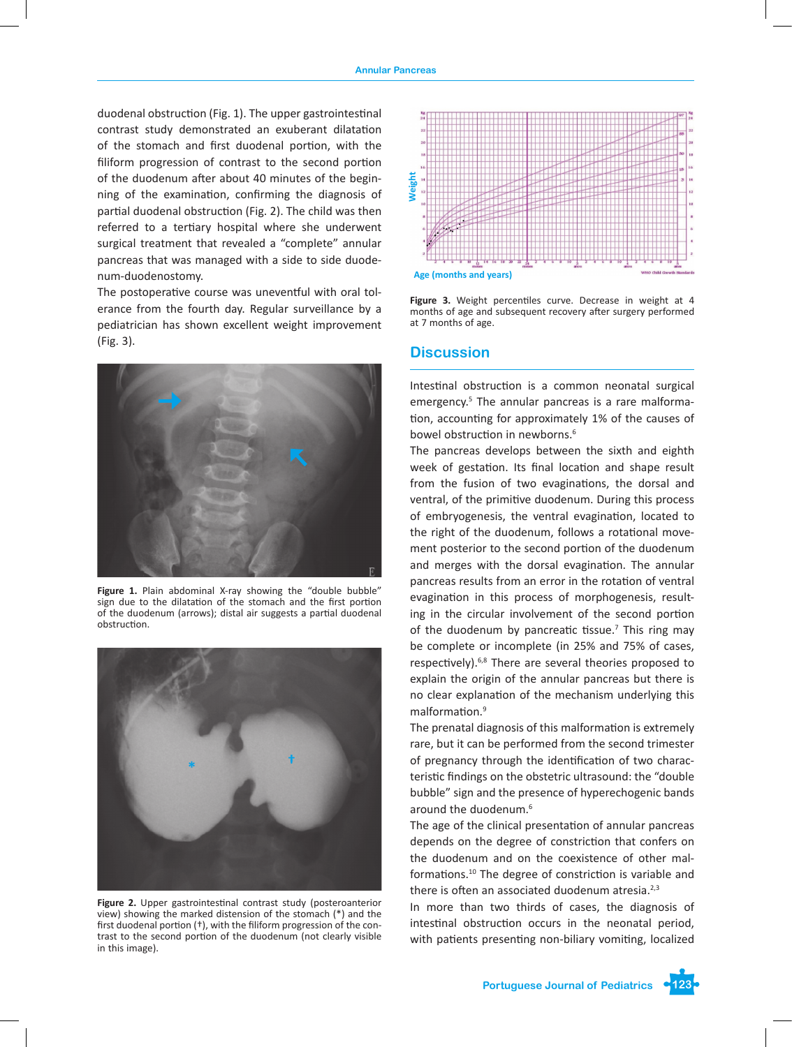duodenal obstruction (Fig. 1). The upper gastrointestinal contrast study demonstrated an exuberant dilatation of the stomach and first duodenal portion, with the filiform progression of contrast to the second portion of the duodenum after about 40 minutes of the beginning of the examination, confirming the diagnosis of partial duodenal obstruction (Fig. 2). The child was then referred to a tertiary hospital where she underwent surgical treatment that revealed a "complete" annular pancreas that was managed with a side to side duodenum-duodenostomy.

The postoperative course was uneventful with oral tolerance from the fourth day. Regular surveillance by a pediatrician has shown excellent weight improvement (Fig. 3).

**Figure 1.** Plain abdominal X-ray showing the "double bubble" sign due to the dilatation of the stomach and the first portion of the duodenum (arrows); distal air suggests a partial duodenal obstruction.

**Figure 2.** Upper gastrointestinal contrast study (posteroanterior view) showing the marked distension of the stomach (*) and the first duodenal portion (†), with the filiform progression of the contrast to the second portion of the duodenum (not clearly visible in this image).

**Figure 3.** Weight percentiles curve. Decrease in weight at 4 months of age and subsequent recovery after surgery performed at 7 months of age.

## Discussion

Intestinal obstruction is a common neonatal surgical emergency.[5] The annular pancreas is a rare malformation, accounting for approximately 1% of the causes of bowel obstruction in newborns.[6]

The pancreas develops between the sixth and eighth week of gestation. Its final location and shape result from the fusion of two evaginations, the dorsal and ventral, of the primitive duodenum. During this process of embryogenesis, the ventral evagination, located to the right of the duodenum, follows a rotational movement posterior to the second portion of the duodenum and merges with the dorsal evagination. The annular pancreas results from an error in the rotation of ventral evagination in this process of morphogenesis, resulting in the circular involvement of the second portion of the duodenum by pancreatic tissue.[7] This ring may be complete or incomplete (in 25% and 75% of cases, respectively).[6,8] There are several theories proposed to explain the origin of the annular pancreas but there is no clear explanation of the mechanism underlying this malformation.[9]

The prenatal diagnosis of this malformation is extremely rare, but it can be performed from the second trimester of pregnancy through the identification of two characteristic findings on the obstetric ultrasound: the "double bubble" sign and the presence of hyperechogenic bands around the duodenum.[6]

The age of the clinical presentation of annular pancreas depends on the degree of constriction that confers on the duodenum and on the coexistence of other malformations.[10] The degree of constriction is variable and there is often an associated duodenum atresia.[2,3]

In more than two thirds of cases, the diagnosis of intestinal obstruction occurs in the neonatal period, with patients presenting non-biliary vomiting, localized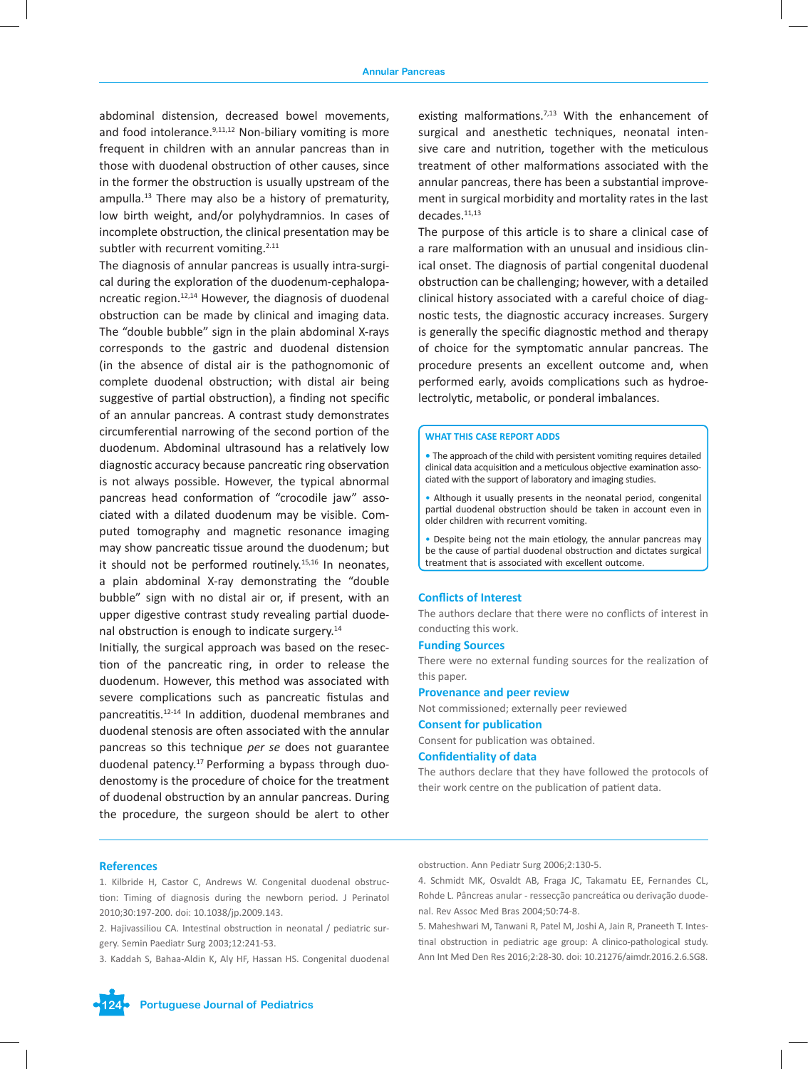abdominal distension, decreased bowel movements, and food intolerance.[9,11,12] Non-biliary vomiting is more frequent in children with an annular pancreas than in those with duodenal obstruction of other causes, since in the former the obstruction is usually upstream of the ampulla.[13] There may also be a history of prematurity, low birth weight, and/or polyhydramnios. In cases of incomplete obstruction, the clinical presentation may be subtler with recurrent vomiting.[2,11]

The diagnosis of annular pancreas is usually intra-surgical during the exploration of the duodenum-cephalopancreatic region.[12,14] However, the diagnosis of duodenal obstruction can be made by clinical and imaging data. The "double bubble" sign in the plain abdominal X-rays corresponds to the gastric and duodenal distension (in the absence of distal air is the pathognomonic of complete duodenal obstruction; with distal air being suggestive of partial obstruction), a finding not specific of an annular pancreas. A contrast study demonstrates circumferential narrowing of the second portion of the duodenum. Abdominal ultrasound has a relatively low diagnostic accuracy because pancreatic ring observation is not always possible. However, the typical abnormal pancreas head conformation of "crocodile jaw" associated with a dilated duodenum may be visible. Computed tomography and magnetic resonance imaging may show pancreatic tissue around the duodenum; but it should not be performed routinely.[15,16] In neonates, a plain abdominal X-ray demonstrating the "double bubble" sign with no distal air or, if present, with an upper digestive contrast study revealing partial duodenal obstruction is enough to indicate surgery.[14]

Initially, the surgical approach was based on the resection of the pancreatic ring, in order to release the duodenum. However, this method was associated with severe complications such as pancreatic fistulas and pancreatitis.[12-14] In addition, duodenal membranes and duodenal stenosis are often associated with the annular pancreas so this technique *per se* does not guarantee duodenal patency.[17] Performing a bypass through duodenostomy is the procedure of choice for the treatment of duodenal obstruction by an annular pancreas. During the procedure, the surgeon should be alert to other existing malformations.[7,13] With the enhancement of surgical and anesthetic techniques, neonatal intensive care and nutrition, together with the meticulous treatment of other malformations associated with the annular pancreas, there has been a substantial improvement in surgical morbidity and mortality rates in the last decades.[11,13]

The purpose of this article is to share a clinical case of a rare malformation with an unusual and insidious clinical onset. The diagnosis of partial congenital duodenal obstruction can be challenging; however, with a detailed clinical history associated with a careful choice of diagnostic tests, the diagnostic accuracy increases. Surgery is generally the specific diagnostic method and therapy of choice for the symptomatic annular pancreas. The procedure presents an excellent outcome and, when performed early, avoids complications such as hydroelectrolytic, metabolic, or ponderal imbalances.

**WHAT THIS CASE REPORT ADDS**

- The approach of the child with persistent vomiting requires detailed clinical data acquisition and a meticulous objective examination associated with the support of laboratory and imaging studies.
- Although it usually presents in the neonatal period, congenital partial duodenal obstruction should be taken in account even in older children with recurrent vomiting.
- Despite being not the main etiology, the annular pancreas may be the cause of partial duodenal obstruction and dictates surgical treatment that is associated with excellent outcome.

## Conflicts of Interest

The authors declare that there were no conflicts of interest in conducting this work.

## Funding Sources

There were no external funding sources for the realization of this paper.

## Provenance and peer review

Not commissioned; externally peer reviewed

## Consent for publication

Consent for publication was obtained.

## Confidentiality of data

The authors declare that they have followed the protocols of their work centre on the publication of patient data.

## References

1. Kilbride H, Castor C, Andrews W. Congenital duodenal obstruction: Timing of diagnosis during the newborn period. J Perinatol 2010;30:197-200. doi: 10.1038/jp.2009.143.
2. Hajivassiliou CA. Intestinal obstruction in neonatal / pediatric surgery. Semin Paediatr Surg 2003;12:241-53.
3. Kaddah S, Bahaa-Aldin K, Aly HF, Hassan HS. Congenital duodenal obstruction. Ann Pediatr Surg 2006;2:130-5.
4. Schmidt MK, Osvaldt AB, Fraga JC, Takamatu EE, Fernandes CL, Rohde L. Pâncreas anular - ressecção pancreática ou derivação duodenal. Rev Assoc Med Bras 2004;50:74-8.
5. Maheshwari M, Tanwani R, Patel M, Joshi A, Jain R, Praneeth T. Intestinal obstruction in pediatric age group: A clinico-pathological study. Ann Int Med Den Res 2016;2:28-30. doi: 10.21276/aimdr.2016.2.6.SG8.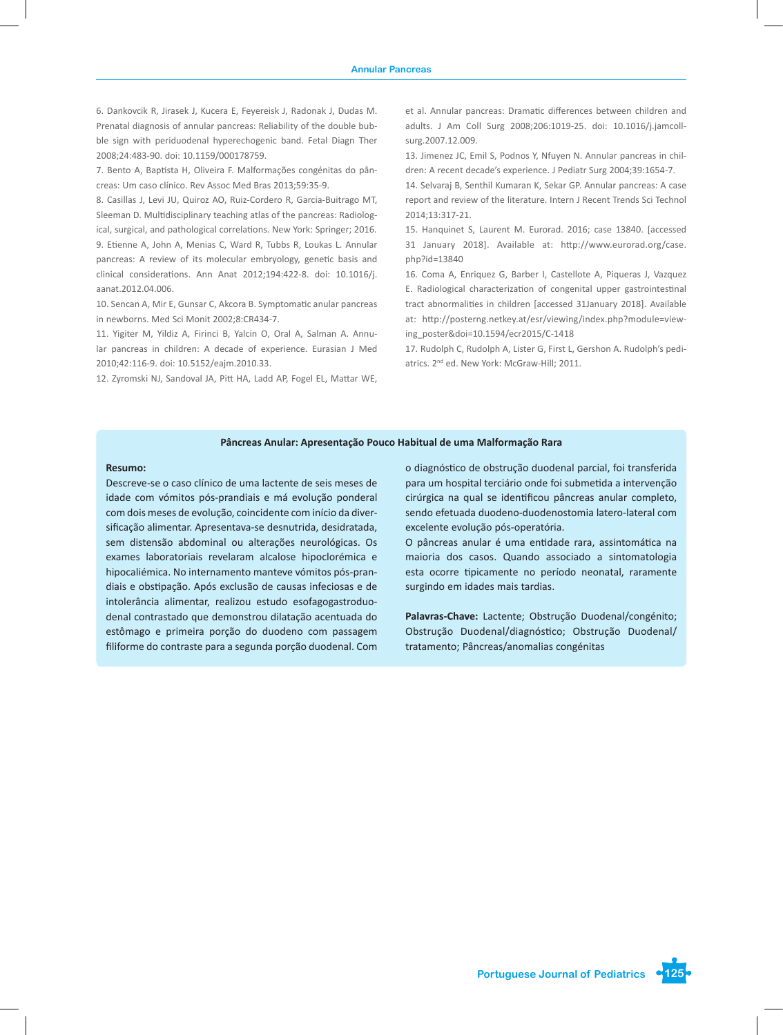6. Dankovcik R, Jirasek J, Kucera E, Feyereisk J, Radonak J, Dudas M. Prenatal diagnosis of annular pancreas: Reliability of the double bubble sign with periduodenal hyperechogenic band. Fetal Diagn Ther 2008;24:483-90. doi: 10.1159/000178759.

7. Bento A, Baptista H, Oliveira F. Malformações congénitas do pâncreas: Um caso clínico. Rev Assoc Med Bras 2013;59:35-9.

8. Casillas J, Levi JU, Quiroz AO, Ruiz-Cordero R, Garcia-Buitrago MT, Sleeman D. Multidisciplinary teaching atlas of the pancreas: Radiological, surgical, and pathological correlations. New York: Springer; 2016.

9. Etienne A, John A, Menias C, Ward R, Tubbs R, Loukas L. Annular pancreas: A review of its molecular embryology, genetic basis and clinical considerations. Ann Anat 2012;194:422-8. doi: 10.1016/j.aanat.2012.04.006.

10. Sencan A, Mir E, Gunsar C, Akcora B. Symptomatic anular pancreas in newborns. Med Sci Monit 2002;8:CR434-7.

11. Yigiter M, Yildiz A, Firinci B, Yalcin O, Oral A, Salman A. Annular pancreas in children: A decade of experience. Eurasian J Med 2010;42:116-9. doi: 10.5152/eajm.2010.33.

12. Zyromski NJ, Sandoval JA, Pitt HA, Ladd AP, Fogel EL, Mattar WE, et al. Annular pancreas: Dramatic differences between children and adults. J Am Coll Surg 2008;206:1019-25. doi: 10.1016/j.jamcollsurg.2007.12.009.

13. Jimenez JC, Emil S, Podnos Y, Nfuyen N. Annular pancreas in children: A recent decade's experience. J Pediatr Surg 2004;39:1654-7.

14. Selvaraj B, Senthil Kumaran K, Sekar GP. Annular pancreas: A case report and review of the literature. Intern J Recent Trends Sci Technol 2014;13:317-21.

15. Hanquinet S, Laurent M. Eurorad. 2016; case 13840. [accessed 31 January 2018]. Available at: http://www.eurorad.org/case.php?id=13840

16. Coma A, Enriquez G, Barber I, Castellote A, Piqueras J, Vazquez E. Radiological characterization of congenital upper gastrointestinal tract abnormalities in children [accessed 31January 2018]. Available at: http://posterng.netkey.at/esr/viewing/index.php?module=viewing_poster&doi=10.1594/ecr2015/C-1418

17. Rudolph C, Rudolph A, Lister G, First L, Gershon A. Rudolph's pediatrics. 2nd ed. New York: McGraw-Hill; 2011.

## Pâncreas Anular: Apresentação Pouco Habitual de uma Malformação Rara

**Resumo:**

Descreve-se o caso clínico de uma lactente de seis meses de idade com vómitos pós-prandiais e má evolução ponderal com dois meses de evolução, coincidente com início da diversificação alimentar. Apresentava-se desnutrida, desidratada, sem distensão abdominal ou alterações neurológicas. Os exames laboratoriais revelaram alcalose hipoclorémica e hipocaliémica. No internamento manteve vómitos pós-prandiais e obstipação. Após exclusão de causas infeciosas e de intolerância alimentar, realizou estudo esofagogastroduodenal contrastado que demonstrou dilatação acentuada do estômago e primeira porção do duodeno com passagem filiforme do contraste para a segunda porção duodenal. Com o diagnóstico de obstrução duodenal parcial, foi transferida para um hospital terciário onde foi submetida a intervenção cirúrgica na qual se identificou pâncreas anular completo, sendo efetuada duodeno-duodenostomia latero-lateral com excelente evolução pós-operatória.

O pâncreas anular é uma entidade rara, assintomática na maioria dos casos. Quando associado a sintomatologia esta ocorre tipicamente no período neonatal, raramente surgindo em idades mais tardias.

**Palavras-Chave:** Lactente; Obstrução Duodenal/congénito; Obstrução Duodenal/diagnóstico; Obstrução Duodenal/tratamento; Pâncreas/anomalias congénitas